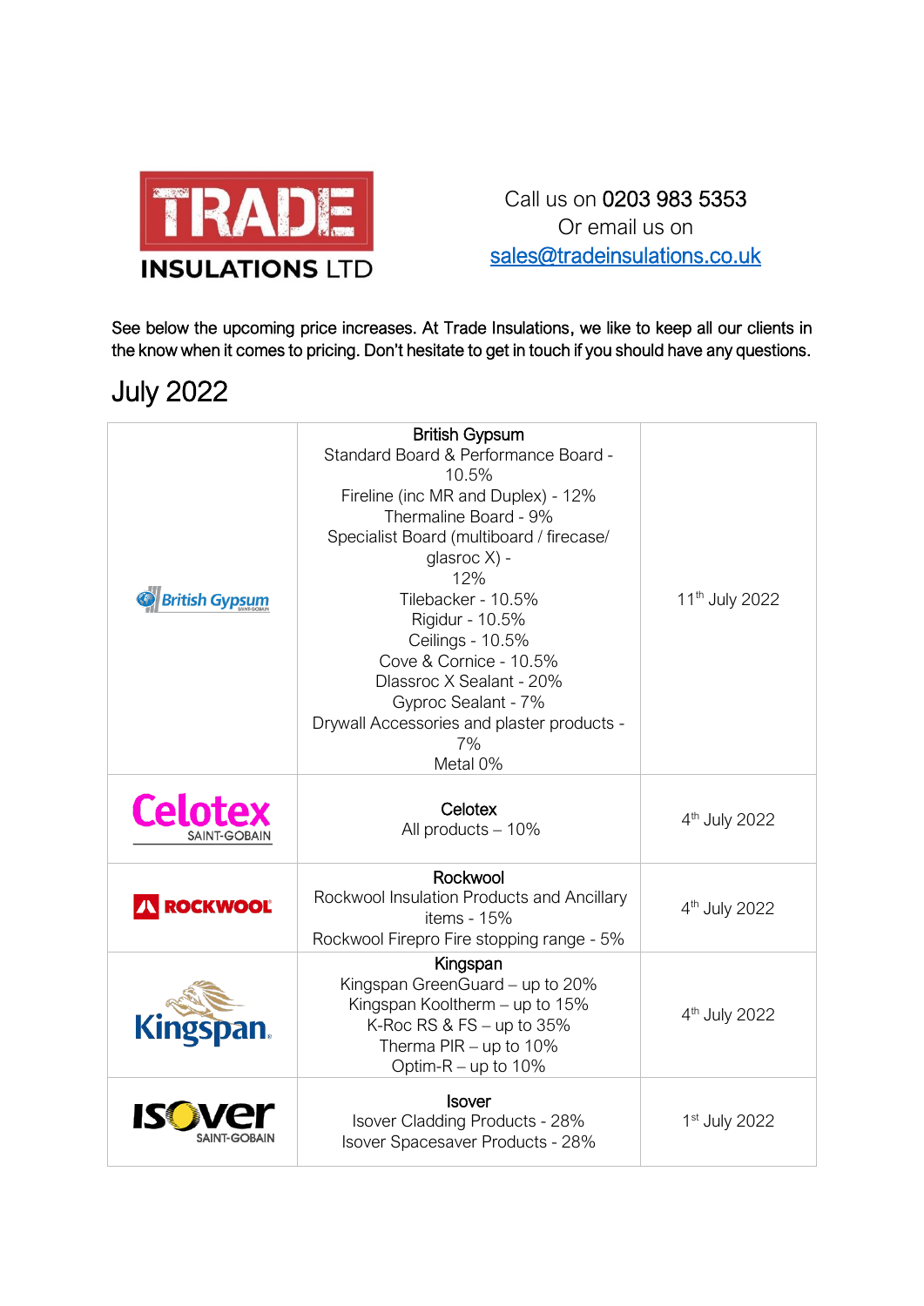**TRADE INSULATIONS LTD**

Call us on 0203 983 5353
Or email us on
sales@tradeinsulations.co.uk

See below the upcoming price increases. At Trade Insulations, we like to keep all our clients in the know when it comes to pricing. Don't hesitate to get in touch if you should have any questions.

# July 2022

| | | |
|---|---|---|
| British Gypsum | **British Gypsum**<br>Standard Board & Performance Board - 10.5%<br>Fireline (inc MR and Duplex) - 12%<br>Thermaline Board - 9%<br>Specialist Board (multiboard / firecase/ glasroc X) - 12%<br>Tilebacker - 10.5%<br>Rigidur - 10.5%<br>Ceilings - 10.5%<br>Cove & Cornice - 10.5%<br>Dlassroc X Sealant - 20%<br>Gyproc Sealant - 7%<br>Drywall Accessories and plaster products - 7%<br>Metal 0% | 11th July 2022 |
| Celotex SAINT-GOBAIN | **Celotex**<br>All products – 10% | 4th July 2022 |
| ROCKWOOL | **Rockwool**<br>Rockwool Insulation Products and Ancillary items - 15%<br>Rockwool Firepro Fire stopping range - 5% | 4th July 2022 |
| Kingspan | **Kingspan**<br>Kingspan GreenGuard – up to 20%<br>Kingspan Kooltherm – up to 15%<br>K-Roc RS & FS – up to 35%<br>Therma PIR – up to 10%<br>Optim-R – up to 10% | 4th July 2022 |
| ISOVER SAINT-GOBAIN | **Isover**<br>Isover Cladding Products - 28%<br>Isover Spacesaver Products - 28% | 1st July 2022 |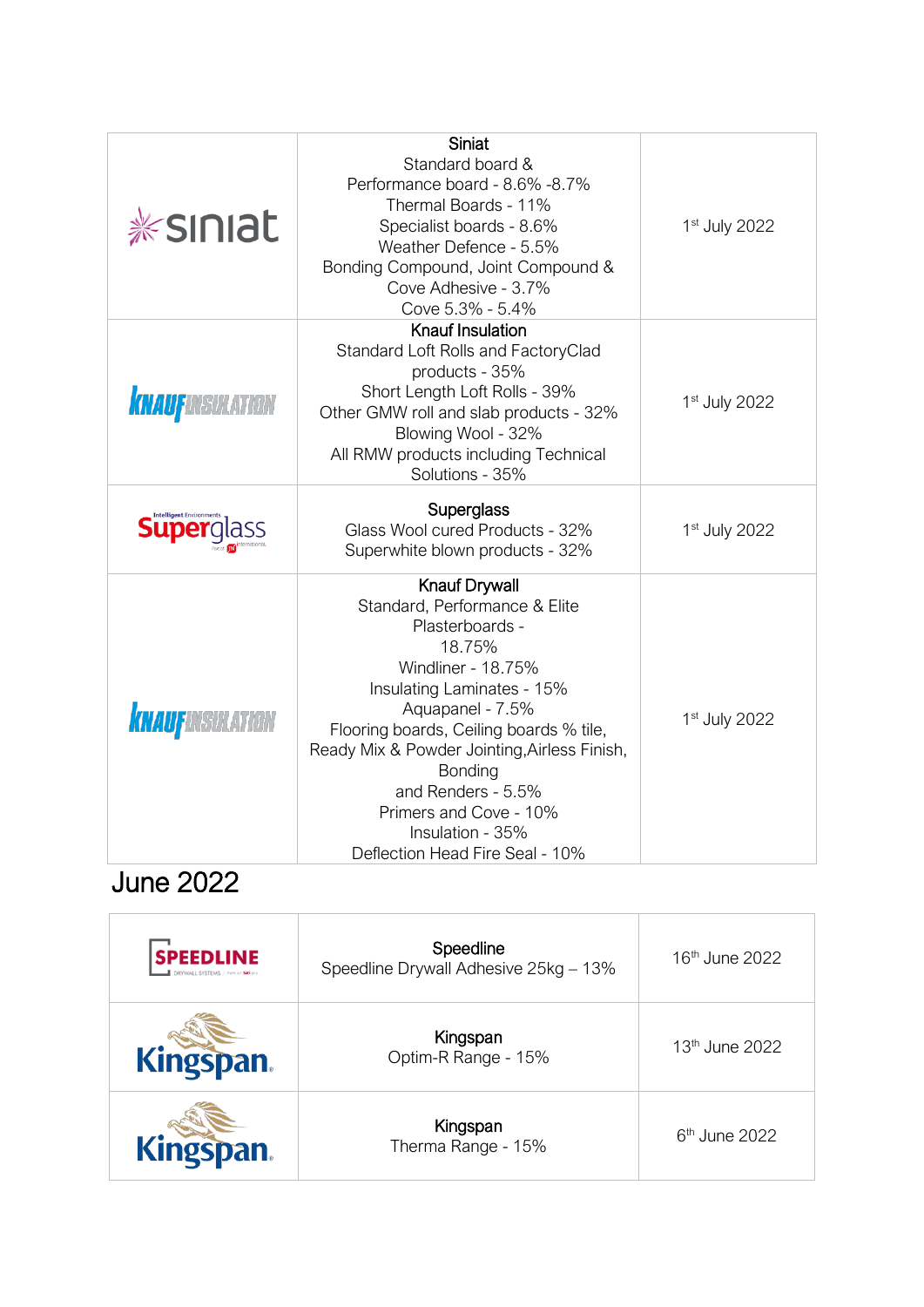| | | |
|---|---|---|
| siniat | **Siniat**<br>Standard board &<br>Performance board - 8.6% -8.7%<br>Thermal Boards - 11%<br>Specialist boards - 8.6%<br>Weather Defence - 5.5%<br>Bonding Compound, Joint Compound &<br>Cove Adhesive - 3.7%<br>Cove 5.3% - 5.4% | 1st July 2022 |
| KNAUF INSULATION | **Knauf Insulation**<br>Standard Loft Rolls and FactoryClad<br>products - 35%<br>Short Length Loft Rolls - 39%<br>Other GMW roll and slab products - 32%<br>Blowing Wool - 32%<br>All RMW products including Technical<br>Solutions - 35% | 1st July 2022 |
| Superglass | **Superglass**<br>Glass Wool cured Products - 32%<br>Superwhite blown products - 32% | 1st July 2022 |
| KNAUF INSULATION | **Knauf Drywall**<br>Standard, Performance & Elite<br>Plasterboards -<br>18.75%<br>Windliner - 18.75%<br>Insulating Laminates - 15%<br>Aquapanel - 7.5%<br>Flooring boards, Ceiling boards % tile,<br>Ready Mix & Powder Jointing,Airless Finish,<br>Bonding<br>and Renders - 5.5%<br>Primers and Cove - 10%<br>Insulation - 35%<br>Deflection Head Fire Seal - 10% | 1st July 2022 |

# June 2022

| | | |
|---|---|---|
| SPEEDLINE | **Speedline**<br>Speedline Drywall Adhesive 25kg – 13% | 16th June 2022 |
| Kingspan | **Kingspan**<br>Optim-R Range - 15% | 13th June 2022 |
| Kingspan | **Kingspan**<br>Therma Range - 15% | 6th June 2022 |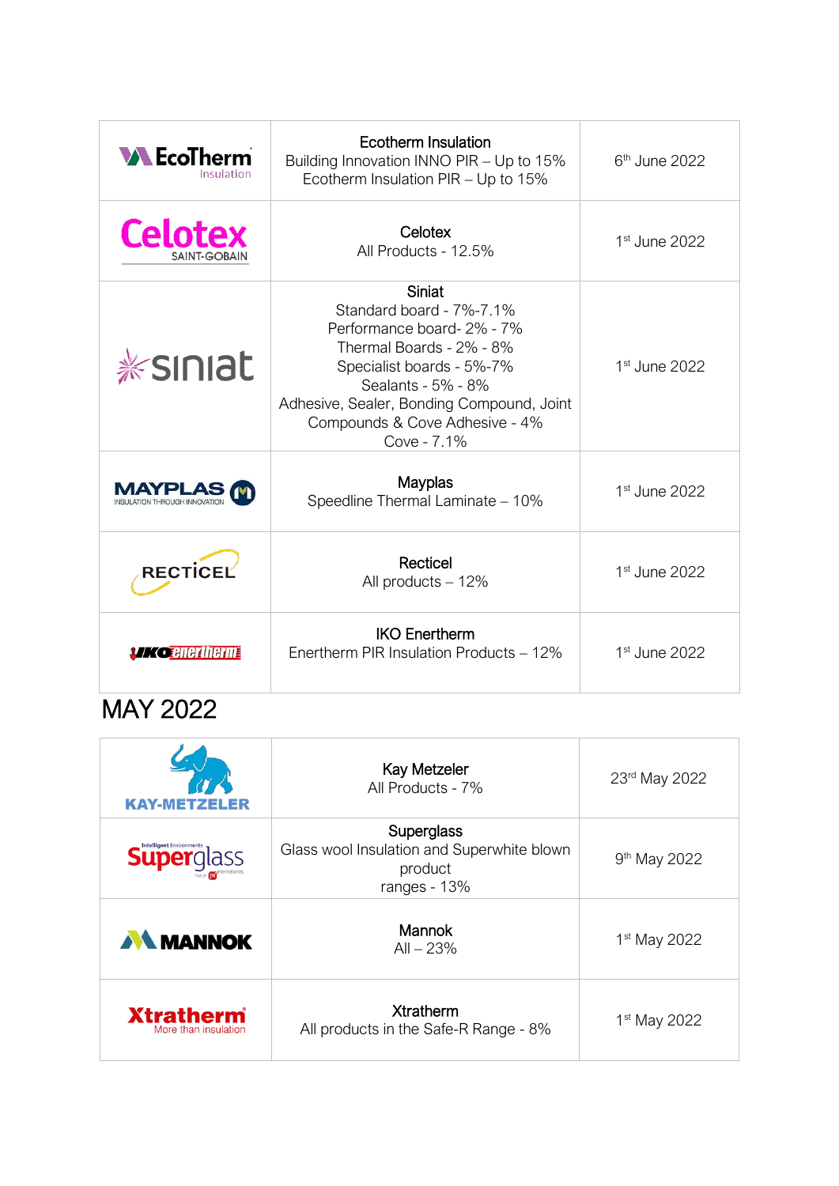| | | |
|---|---|---|
| EcoTherm Insulation | Ecotherm Insulation<br>Building Innovation INNO PIR – Up to 15%<br>Ecotherm Insulation PIR – Up to 15% | 6th June 2022 |
| Celotex SAINT-GOBAIN | Celotex<br>All Products - 12.5% | 1st June 2022 |
| siniat | Siniat<br>Standard board - 7%-7.1%<br>Performance board- 2% - 7%<br>Thermal Boards - 2% - 8%<br>Specialist boards - 5%-7%<br>Sealants - 5% - 8%<br>Adhesive, Sealer, Bonding Compound, Joint Compounds & Cove Adhesive - 4%<br>Cove - 7.1% | 1st June 2022 |
| MAYPLAS INSULATION THROUGH INNOVATION | Mayplas<br>Speedline Thermal Laminate – 10% | 1st June 2022 |
| RECTICEL | Recticel<br>All products – 12% | 1st June 2022 |
| IKO enertherm | IKO Enertherm<br>Enertherm PIR Insulation Products – 12% | 1st June 2022 |

# MAY 2022

| | | |
|---|---|---|
| KAY-METZELER | Kay Metzeler<br>All Products - 7% | 23rd May 2022 |
| Superglass | Superglass<br>Glass wool Insulation and Superwhite blown product ranges - 13% | 9th May 2022 |
| MANNOK | Mannok<br>All – 23% | 1st May 2022 |
| Xtratherm More than insulation | Xtratherm<br>All products in the Safe-R Range - 8% | 1st May 2022 |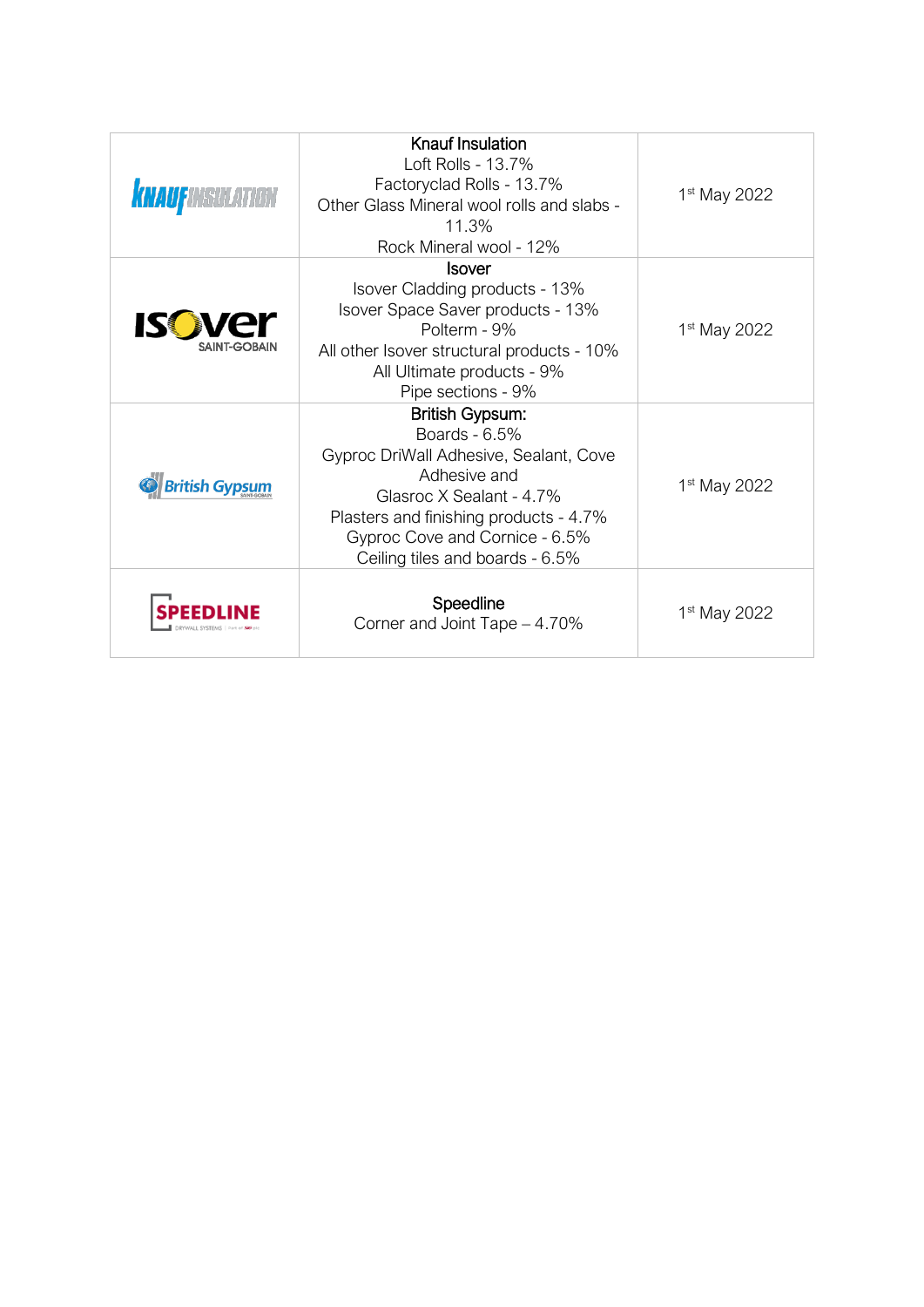| | | |
|---|---|---|
| KNAUF INSULATION | **Knauf Insulation**<br>Loft Rolls - 13.7%<br>Factoryclad Rolls - 13.7%<br>Other Glass Mineral wool rolls and slabs - 11.3%<br>Rock Mineral wool - 12% | 1st May 2022 |
| ISOVER SAINT-GOBAIN | **Isover**<br>Isover Cladding products - 13%<br>Isover Space Saver products - 13%<br>Polterm - 9%<br>All other Isover structural products - 10%<br>All Ultimate products - 9%<br>Pipe sections - 9% | 1st May 2022 |
| British Gypsum | **British Gypsum:**<br>Boards - 6.5%<br>Gyproc DriWall Adhesive, Sealant, Cove Adhesive and<br>Glasroc X Sealant - 4.7%<br>Plasters and finishing products - 4.7%<br>Gyproc Cove and Cornice - 6.5%<br>Ceiling tiles and boards - 6.5% | 1st May 2022 |
| SPEEDLINE DRYWALL SYSTEMS | **Speedline**<br>Corner and Joint Tape – 4.70% | 1st May 2022 |